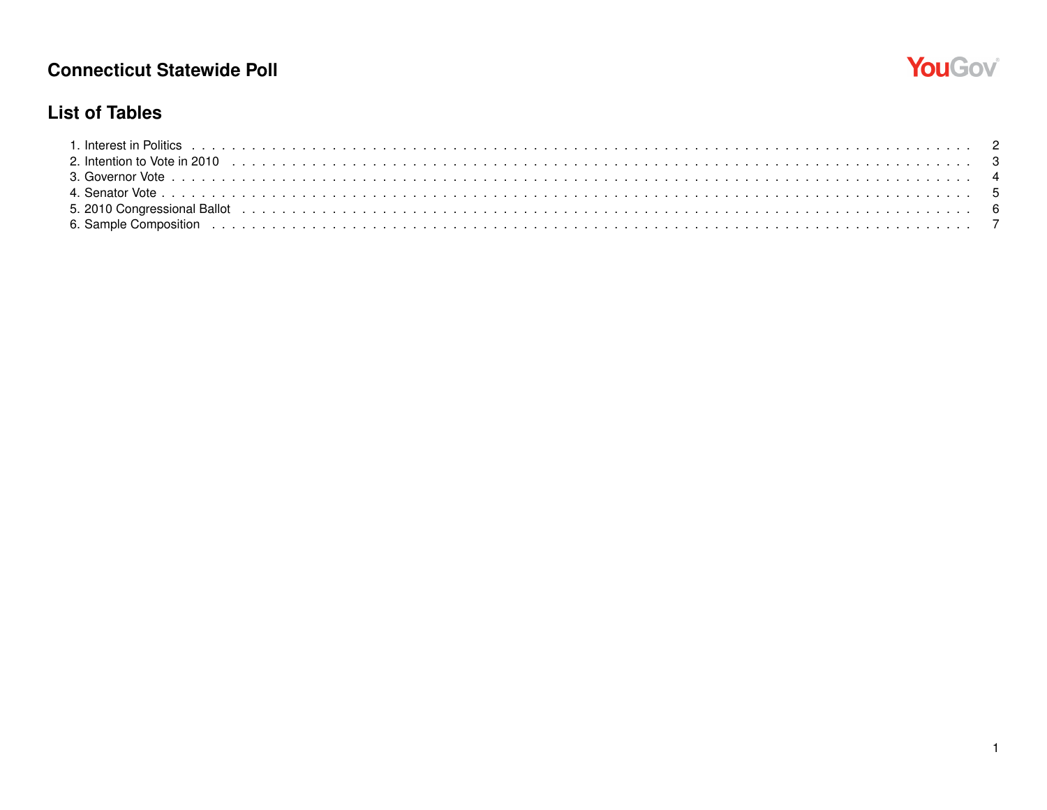# Connecticut Statewide Poll

## List of Tables

1. Interest in Politics . . . . . . . . . . 2
2. Intention to Vote in 2010 . . . . . . . . . . 3
3. Governor Vote . . . . . . . . . . 4
4. Senator Vote . . . . . . . . . . 5
5. 2010 Congressional Ballot . . . . . . . . . . 6
6. Sample Composition . . . . . . . . . . 7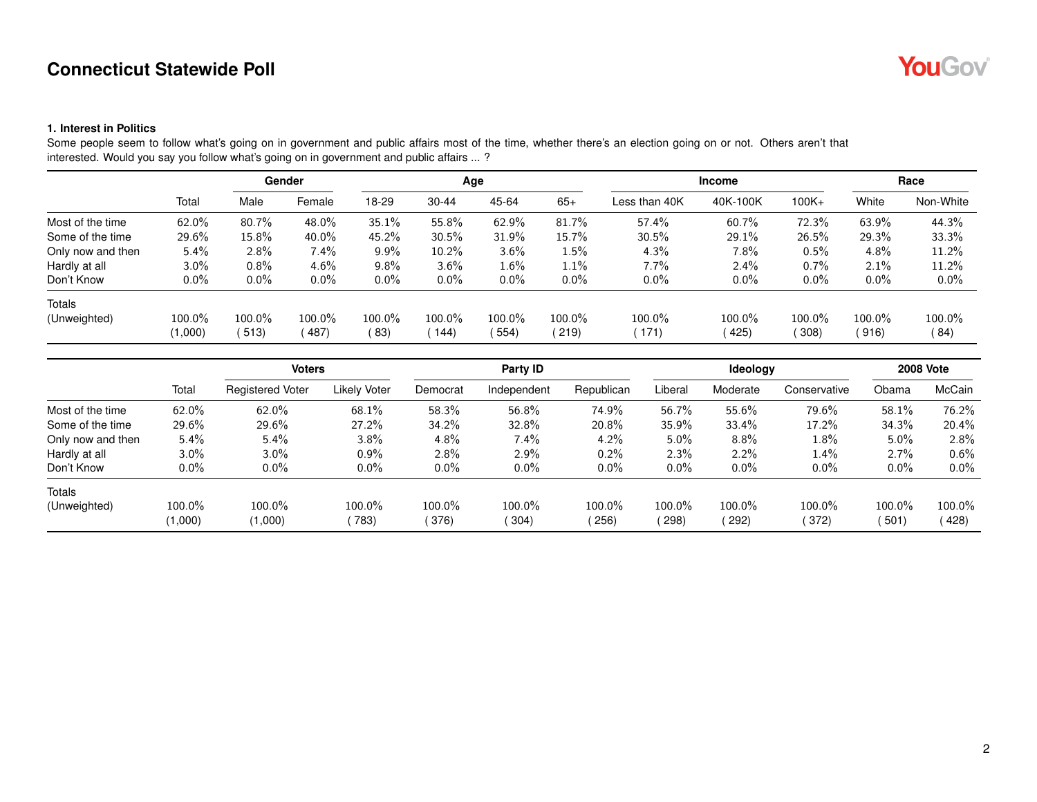# Connecticut Statewide Poll

### 1. Interest in Politics

Some people seem to follow what's going on in government and public affairs most of the time, whether there's an election going on or not. Others aren't that interested. Would you say you follow what's going on in government and public affairs ... ?

| | | Gender | | Age | | | | Income | | | Race | |
|---|---|---|---|---|---|---|---|---|---|---|---|---|
| | Total | Male | Female | 18-29 | 30-44 | 45-64 | 65+ | Less than 40K | 40K-100K | 100K+ | White | Non-White |
| Most of the time | 62.0% | 80.7% | 48.0% | 35.1% | 55.8% | 62.9% | 81.7% | 57.4% | 60.7% | 72.3% | 63.9% | 44.3% |
| Some of the time | 29.6% | 15.8% | 40.0% | 45.2% | 30.5% | 31.9% | 15.7% | 30.5% | 29.1% | 26.5% | 29.3% | 33.3% |
| Only now and then | 5.4% | 2.8% | 7.4% | 9.9% | 10.2% | 3.6% | 1.5% | 4.3% | 7.8% | 0.5% | 4.8% | 11.2% |
| Hardly at all | 3.0% | 0.8% | 4.6% | 9.8% | 3.6% | 1.6% | 1.1% | 7.7% | 2.4% | 0.7% | 2.1% | 11.2% |
| Don't Know | 0.0% | 0.0% | 0.0% | 0.0% | 0.0% | 0.0% | 0.0% | 0.0% | 0.0% | 0.0% | 0.0% | 0.0% |
| Totals | 100.0% | 100.0% | 100.0% | 100.0% | 100.0% | 100.0% | 100.0% | 100.0% | 100.0% | 100.0% | 100.0% | 100.0% |
| (Unweighted) | (1,000) | (513) | (487) | (83) | (144) | (554) | (219) | (171) | (425) | (308) | (916) | (84) |

| | | Voters | | Party ID | | | Ideology | | | 2008 Vote | |
|---|---|---|---|---|---|---|---|---|---|---|---|
| | Total | Registered Voter | Likely Voter | Democrat | Independent | Republican | Liberal | Moderate | Conservative | Obama | McCain |
| Most of the time | 62.0% | 62.0% | 68.1% | 58.3% | 56.8% | 74.9% | 56.7% | 55.6% | 79.6% | 58.1% | 76.2% |
| Some of the time | 29.6% | 29.6% | 27.2% | 34.2% | 32.8% | 20.8% | 35.9% | 33.4% | 17.2% | 34.3% | 20.4% |
| Only now and then | 5.4% | 5.4% | 3.8% | 4.8% | 7.4% | 4.2% | 5.0% | 8.8% | 1.8% | 5.0% | 2.8% |
| Hardly at all | 3.0% | 3.0% | 0.9% | 2.8% | 2.9% | 0.2% | 2.3% | 2.2% | 1.4% | 2.7% | 0.6% |
| Don't Know | 0.0% | 0.0% | 0.0% | 0.0% | 0.0% | 0.0% | 0.0% | 0.0% | 0.0% | 0.0% | 0.0% |
| Totals | 100.0% | 100.0% | 100.0% | 100.0% | 100.0% | 100.0% | 100.0% | 100.0% | 100.0% | 100.0% | 100.0% |
| (Unweighted) | (1,000) | (1,000) | (783) | (376) | (304) | (256) | (298) | (292) | (372) | (501) | (428) |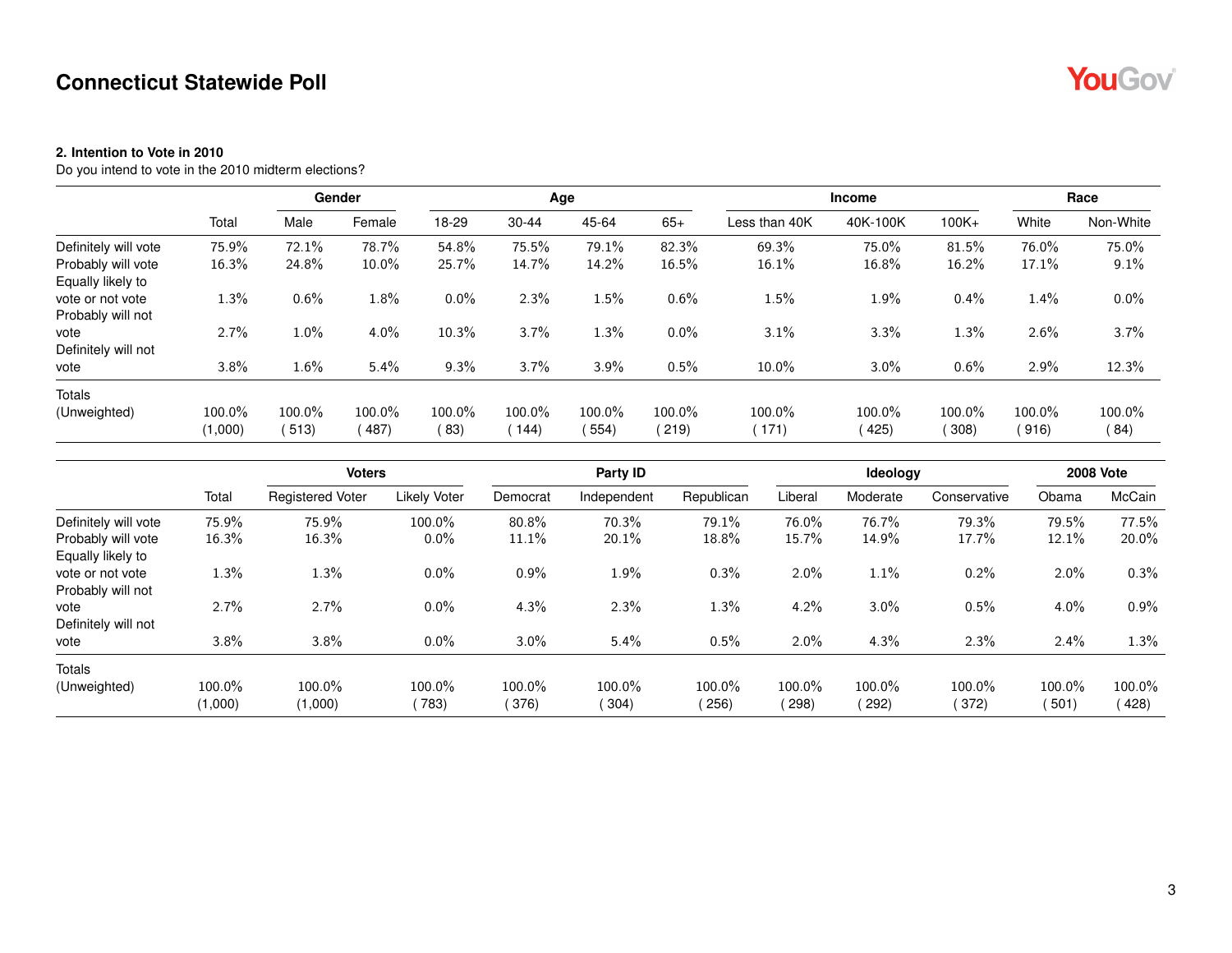**2. Intention to Vote in 2010**

Do you intend to vote in the 2010 midterm elections?

| | | Gender | | Age | | | | Income | | | Race | |
|---|---|---|---|---|---|---|---|---|---|---|---|---|
| | Total | Male | Female | 18-29 | 30-44 | 45-64 | 65+ | Less than 40K | 40K-100K | 100K+ | White | Non-White |
| Definitely will vote | 75.9% | 72.1% | 78.7% | 54.8% | 75.5% | 79.1% | 82.3% | 69.3% | 75.0% | 81.5% | 76.0% | 75.0% |
| Probably will vote | 16.3% | 24.8% | 10.0% | 25.7% | 14.7% | 14.2% | 16.5% | 16.1% | 16.8% | 16.2% | 17.1% | 9.1% |
| Equally likely to vote or not vote | 1.3% | 0.6% | 1.8% | 0.0% | 2.3% | 1.5% | 0.6% | 1.5% | 1.9% | 0.4% | 1.4% | 0.0% |
| Probably will not vote | 2.7% | 1.0% | 4.0% | 10.3% | 3.7% | 1.3% | 0.0% | 3.1% | 3.3% | 1.3% | 2.6% | 3.7% |
| Definitely will not vote | 3.8% | 1.6% | 5.4% | 9.3% | 3.7% | 3.9% | 0.5% | 10.0% | 3.0% | 0.6% | 2.9% | 12.3% |
| Totals | 100.0% | 100.0% | 100.0% | 100.0% | 100.0% | 100.0% | 100.0% | 100.0% | 100.0% | 100.0% | 100.0% | 100.0% |
| (Unweighted) | (1,000) | (513) | (487) | (83) | (144) | (554) | (219) | (171) | (425) | (308) | (916) | (84) |

| | | Voters | | Party ID | | | Ideology | | | 2008 Vote | |
|---|---|---|---|---|---|---|---|---|---|---|---|
| | Total | Registered Voter | Likely Voter | Democrat | Independent | Republican | Liberal | Moderate | Conservative | Obama | McCain |
| Definitely will vote | 75.9% | 75.9% | 100.0% | 80.8% | 70.3% | 79.1% | 76.0% | 76.7% | 79.3% | 79.5% | 77.5% |
| Probably will vote | 16.3% | 16.3% | 0.0% | 11.1% | 20.1% | 18.8% | 15.7% | 14.9% | 17.7% | 12.1% | 20.0% |
| Equally likely to vote or not vote | 1.3% | 1.3% | 0.0% | 0.9% | 1.9% | 0.3% | 2.0% | 1.1% | 0.2% | 2.0% | 0.3% |
| Probably will not vote | 2.7% | 2.7% | 0.0% | 4.3% | 2.3% | 1.3% | 4.2% | 3.0% | 0.5% | 4.0% | 0.9% |
| Definitely will not vote | 3.8% | 3.8% | 0.0% | 3.0% | 5.4% | 0.5% | 2.0% | 4.3% | 2.3% | 2.4% | 1.3% |
| Totals | 100.0% | 100.0% | 100.0% | 100.0% | 100.0% | 100.0% | 100.0% | 100.0% | 100.0% | 100.0% | 100.0% |
| (Unweighted) | (1,000) | (1,000) | (783) | (376) | (304) | (256) | (298) | (292) | (372) | (501) | (428) |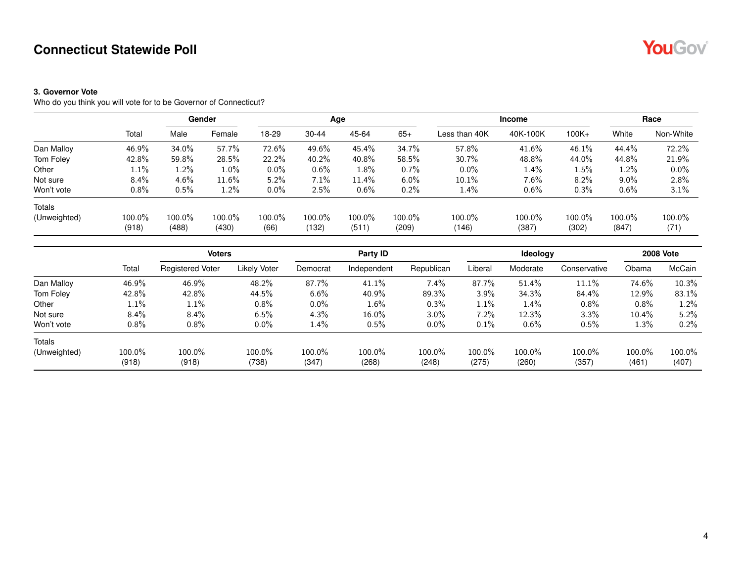## Connecticut Statewide Poll

**3. Governor Vote**

Who do you think you will vote for to be Governor of Connecticut?

| | | Gender | | Age | | | | Income | | | Race | |
|---|---|---|---|---|---|---|---|---|---|---|---|---|
| | Total | Male | Female | 18-29 | 30-44 | 45-64 | 65+ | Less than 40K | 40K-100K | 100K+ | White | Non-White |
| Dan Malloy | 46.9% | 34.0% | 57.7% | 72.6% | 49.6% | 45.4% | 34.7% | 57.8% | 41.6% | 46.1% | 44.4% | 72.2% |
| Tom Foley | 42.8% | 59.8% | 28.5% | 22.2% | 40.2% | 40.8% | 58.5% | 30.7% | 48.8% | 44.0% | 44.8% | 21.9% |
| Other | 1.1% | 1.2% | 1.0% | 0.0% | 0.6% | 1.8% | 0.7% | 0.0% | 1.4% | 1.5% | 1.2% | 0.0% |
| Not sure | 8.4% | 4.6% | 11.6% | 5.2% | 7.1% | 11.4% | 6.0% | 10.1% | 7.6% | 8.2% | 9.0% | 2.8% |
| Won't vote | 0.8% | 0.5% | 1.2% | 0.0% | 2.5% | 0.6% | 0.2% | 1.4% | 0.6% | 0.3% | 0.6% | 3.1% |
| Totals | 100.0% | 100.0% | 100.0% | 100.0% | 100.0% | 100.0% | 100.0% | 100.0% | 100.0% | 100.0% | 100.0% | 100.0% |
| (Unweighted) | (918) | (488) | (430) | (66) | (132) | (511) | (209) | (146) | (387) | (302) | (847) | (71) |

| | | Voters | | Party ID | | | Ideology | | | 2008 Vote | |
|---|---|---|---|---|---|---|---|---|---|---|---|
| | Total | Registered Voter | Likely Voter | Democrat | Independent | Republican | Liberal | Moderate | Conservative | Obama | McCain |
| Dan Malloy | 46.9% | 46.9% | 48.2% | 87.7% | 41.1% | 7.4% | 87.7% | 51.4% | 11.1% | 74.6% | 10.3% |
| Tom Foley | 42.8% | 42.8% | 44.5% | 6.6% | 40.9% | 89.3% | 3.9% | 34.3% | 84.4% | 12.9% | 83.1% |
| Other | 1.1% | 1.1% | 0.8% | 0.0% | 1.6% | 0.3% | 1.1% | 1.4% | 0.8% | 0.8% | 1.2% |
| Not sure | 8.4% | 8.4% | 6.5% | 4.3% | 16.0% | 3.0% | 7.2% | 12.3% | 3.3% | 10.4% | 5.2% |
| Won't vote | 0.8% | 0.8% | 0.0% | 1.4% | 0.5% | 0.0% | 0.1% | 0.6% | 0.5% | 1.3% | 0.2% |
| Totals | 100.0% | 100.0% | 100.0% | 100.0% | 100.0% | 100.0% | 100.0% | 100.0% | 100.0% | 100.0% | 100.0% |
| (Unweighted) | (918) | (918) | (738) | (347) | (268) | (248) | (275) | (260) | (357) | (461) | (407) |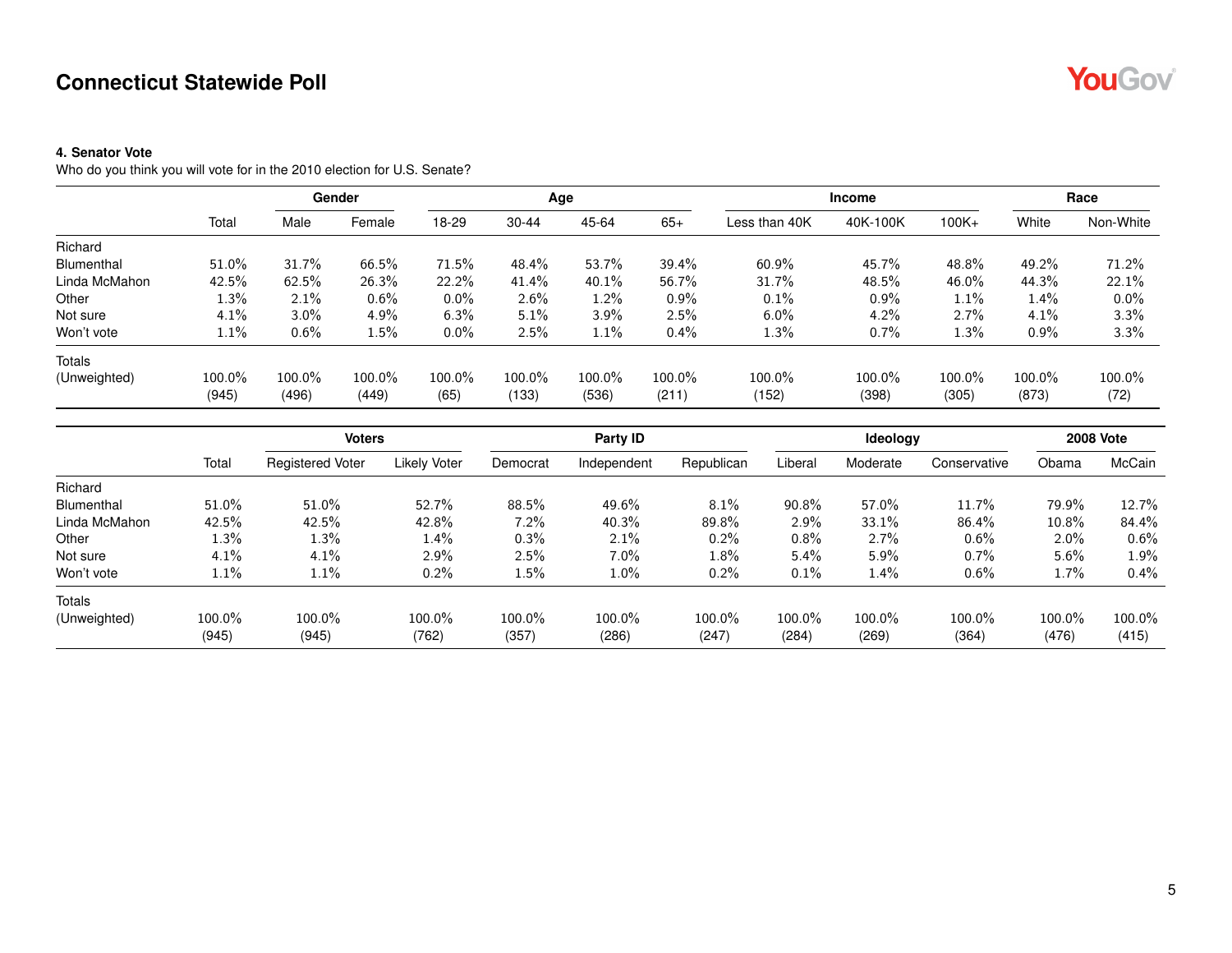# Connecticut Statewide Poll

**4. Senator Vote**

Who do you think you will vote for in the 2010 election for U.S. Senate?

| | | Gender | | Age | | | | Income | | | Race | |
|---|---|---|---|---|---|---|---|---|---|---|---|---|
| | Total | Male | Female | 18-29 | 30-44 | 45-64 | 65+ | Less than 40K | 40K-100K | 100K+ | White | Non-White |
| Richard Blumenthal | 51.0% | 31.7% | 66.5% | 71.5% | 48.4% | 53.7% | 39.4% | 60.9% | 45.7% | 48.8% | 49.2% | 71.2% |
| Linda McMahon | 42.5% | 62.5% | 26.3% | 22.2% | 41.4% | 40.1% | 56.7% | 31.7% | 48.5% | 46.0% | 44.3% | 22.1% |
| Other | 1.3% | 2.1% | 0.6% | 0.0% | 2.6% | 1.2% | 0.9% | 0.1% | 0.9% | 1.1% | 1.4% | 0.0% |
| Not sure | 4.1% | 3.0% | 4.9% | 6.3% | 5.1% | 3.9% | 2.5% | 6.0% | 4.2% | 2.7% | 4.1% | 3.3% |
| Won't vote | 1.1% | 0.6% | 1.5% | 0.0% | 2.5% | 1.1% | 0.4% | 1.3% | 0.7% | 1.3% | 0.9% | 3.3% |
| Totals | 100.0% | 100.0% | 100.0% | 100.0% | 100.0% | 100.0% | 100.0% | 100.0% | 100.0% | 100.0% | 100.0% | 100.0% |
| (Unweighted) | (945) | (496) | (449) | (65) | (133) | (536) | (211) | (152) | (398) | (305) | (873) | (72) |

| | | Voters | | Party ID | | | Ideology | | | 2008 Vote | |
|---|---|---|---|---|---|---|---|---|---|---|---|
| | Total | Registered Voter | Likely Voter | Democrat | Independent | Republican | Liberal | Moderate | Conservative | Obama | McCain |
| Richard Blumenthal | 51.0% | 51.0% | 52.7% | 88.5% | 49.6% | 8.1% | 90.8% | 57.0% | 11.7% | 79.9% | 12.7% |
| Linda McMahon | 42.5% | 42.5% | 42.8% | 7.2% | 40.3% | 89.8% | 2.9% | 33.1% | 86.4% | 10.8% | 84.4% |
| Other | 1.3% | 1.3% | 1.4% | 0.3% | 2.1% | 0.2% | 0.8% | 2.7% | 0.6% | 2.0% | 0.6% |
| Not sure | 4.1% | 4.1% | 2.9% | 2.5% | 7.0% | 1.8% | 5.4% | 5.9% | 0.7% | 5.6% | 1.9% |
| Won't vote | 1.1% | 1.1% | 0.2% | 1.5% | 1.0% | 0.2% | 0.1% | 1.4% | 0.6% | 1.7% | 0.4% |
| Totals | 100.0% | 100.0% | 100.0% | 100.0% | 100.0% | 100.0% | 100.0% | 100.0% | 100.0% | 100.0% | 100.0% |
| (Unweighted) | (945) | (945) | (762) | (357) | (286) | (247) | (284) | (269) | (364) | (476) | (415) |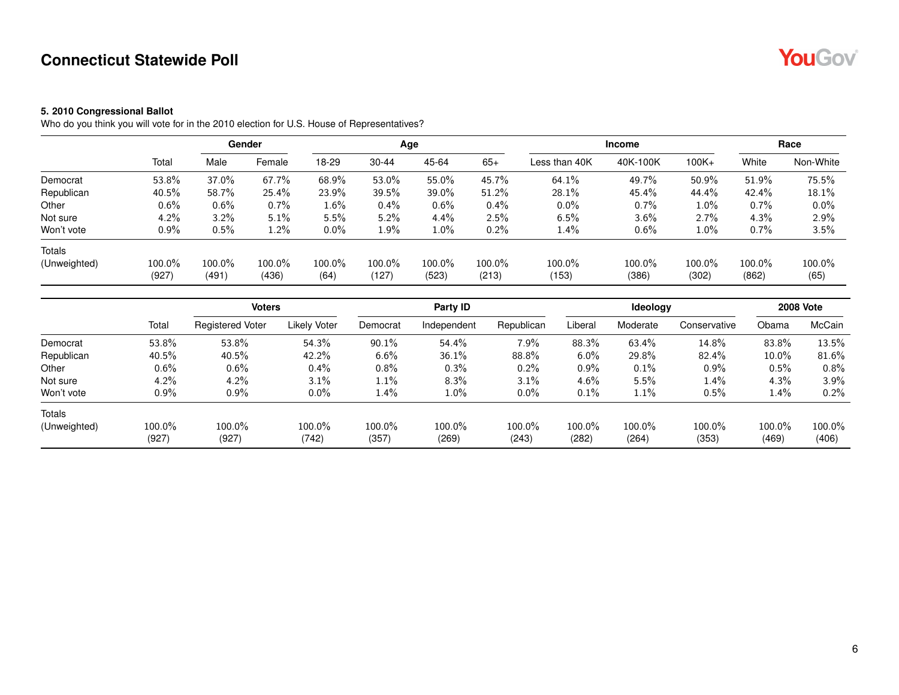### 5. 2010 Congressional Ballot

Who do you think you will vote for in the 2010 election for U.S. House of Representatives?

| | Total | Gender | | Age | | | | Income | | | Race | |
|---|---|---|---|---|---|---|---|---|---|---|---|---|
| | | Male | Female | 18-29 | 30-44 | 45-64 | 65+ | Less than 40K | 40K-100K | 100K+ | White | Non-White |
| Democrat | 53.8% | 37.0% | 67.7% | 68.9% | 53.0% | 55.0% | 45.7% | 64.1% | 49.7% | 50.9% | 51.9% | 75.5% |
| Republican | 40.5% | 58.7% | 25.4% | 23.9% | 39.5% | 39.0% | 51.2% | 28.1% | 45.4% | 44.4% | 42.4% | 18.1% |
| Other | 0.6% | 0.6% | 0.7% | 1.6% | 0.4% | 0.6% | 0.4% | 0.0% | 0.7% | 1.0% | 0.7% | 0.0% |
| Not sure | 4.2% | 3.2% | 5.1% | 5.5% | 5.2% | 4.4% | 2.5% | 6.5% | 3.6% | 2.7% | 4.3% | 2.9% |
| Won't vote | 0.9% | 0.5% | 1.2% | 0.0% | 1.9% | 1.0% | 0.2% | 1.4% | 0.6% | 1.0% | 0.7% | 3.5% |
| Totals | 100.0% | 100.0% | 100.0% | 100.0% | 100.0% | 100.0% | 100.0% | 100.0% | 100.0% | 100.0% | 100.0% | 100.0% |
| (Unweighted) | (927) | (491) | (436) | (64) | (127) | (523) | (213) | (153) | (386) | (302) | (862) | (65) |

| | Total | Voters | | Party ID | | | Ideology | | | 2008 Vote | |
|---|---|---|---|---|---|---|---|---|---|---|---|
| | | Registered Voter | Likely Voter | Democrat | Independent | Republican | Liberal | Moderate | Conservative | Obama | McCain |
| Democrat | 53.8% | 53.8% | 54.3% | 90.1% | 54.4% | 7.9% | 88.3% | 63.4% | 14.8% | 83.8% | 13.5% |
| Republican | 40.5% | 40.5% | 42.2% | 6.6% | 36.1% | 88.8% | 6.0% | 29.8% | 82.4% | 10.0% | 81.6% |
| Other | 0.6% | 0.6% | 0.4% | 0.8% | 0.3% | 0.2% | 0.9% | 0.1% | 0.9% | 0.5% | 0.8% |
| Not sure | 4.2% | 4.2% | 3.1% | 1.1% | 8.3% | 3.1% | 4.6% | 5.5% | 1.4% | 4.3% | 3.9% |
| Won't vote | 0.9% | 0.9% | 0.0% | 1.4% | 1.0% | 0.0% | 0.1% | 1.1% | 0.5% | 1.4% | 0.2% |
| Totals | 100.0% | 100.0% | 100.0% | 100.0% | 100.0% | 100.0% | 100.0% | 100.0% | 100.0% | 100.0% | 100.0% |
| (Unweighted) | (927) | (927) | (742) | (357) | (269) | (243) | (282) | (264) | (353) | (469) | (406) |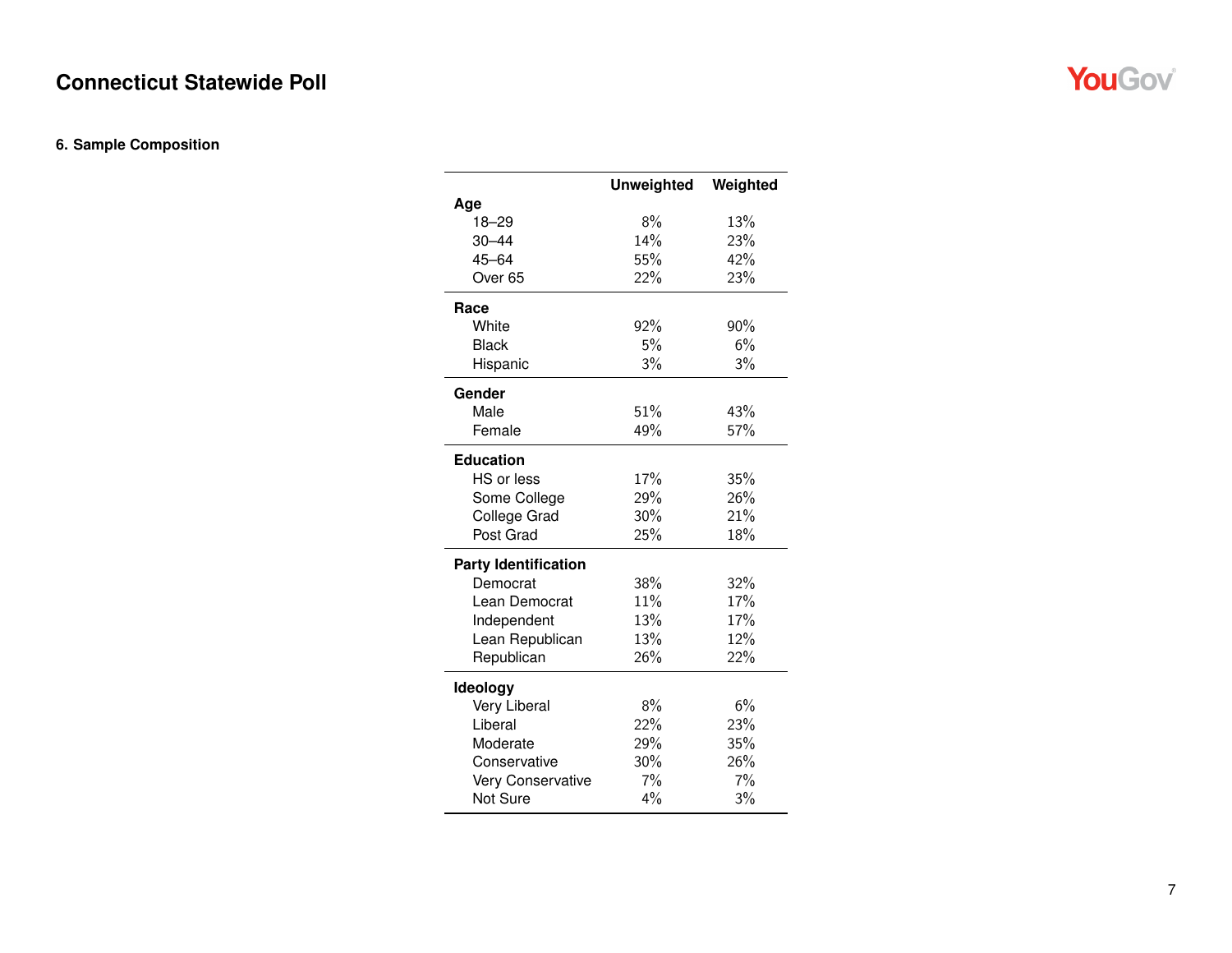# Connecticut Statewide Poll

## 6. Sample Composition

| | Unweighted | Weighted |
|---|---|---|
| **Age** | | |
| 18–29 | 8% | 13% |
| 30–44 | 14% | 23% |
| 45–64 | 55% | 42% |
| Over 65 | 22% | 23% |
| **Race** | | |
| White | 92% | 90% |
| Black | 5% | 6% |
| Hispanic | 3% | 3% |
| **Gender** | | |
| Male | 51% | 43% |
| Female | 49% | 57% |
| **Education** | | |
| HS or less | 17% | 35% |
| Some College | 29% | 26% |
| College Grad | 30% | 21% |
| Post Grad | 25% | 18% |
| **Party Identification** | | |
| Democrat | 38% | 32% |
| Lean Democrat | 11% | 17% |
| Independent | 13% | 17% |
| Lean Republican | 13% | 12% |
| Republican | 26% | 22% |
| **Ideology** | | |
| Very Liberal | 8% | 6% |
| Liberal | 22% | 23% |
| Moderate | 29% | 35% |
| Conservative | 30% | 26% |
| Very Conservative | 7% | 7% |
| Not Sure | 4% | 3% |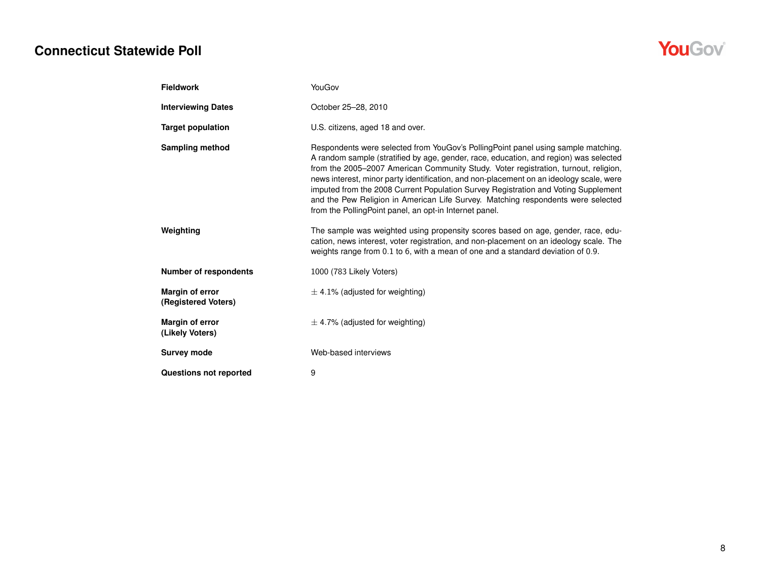# Connecticut Statewide Poll

| | |
|---|---|
| **Fieldwork** | YouGov |
| **Interviewing Dates** | October 25–28, 2010 |
| **Target population** | U.S. citizens, aged 18 and over. |
| **Sampling method** | Respondents were selected from YouGov's PollingPoint panel using sample matching. A random sample (stratified by age, gender, race, education, and region) was selected from the 2005–2007 American Community Study. Voter registration, turnout, religion, news interest, minor party identification, and non-placement on an ideology scale, were imputed from the 2008 Current Population Survey Registration and Voting Supplement and the Pew Religion in American Life Survey. Matching respondents were selected from the PollingPoint panel, an opt-in Internet panel. |
| **Weighting** | The sample was weighted using propensity scores based on age, gender, race, education, news interest, voter registration, and non-placement on an ideology scale. The weights range from 0.1 to 6, with a mean of one and a standard deviation of 0.9. |
| **Number of respondents** | 1000 (783 Likely Voters) |
| **Margin of error (Registered Voters)** | $\pm$ 4.1% (adjusted for weighting) |
| **Margin of error (Likely Voters)** | $\pm$ 4.7% (adjusted for weighting) |
| **Survey mode** | Web-based interviews |
| **Questions not reported** | 9 |